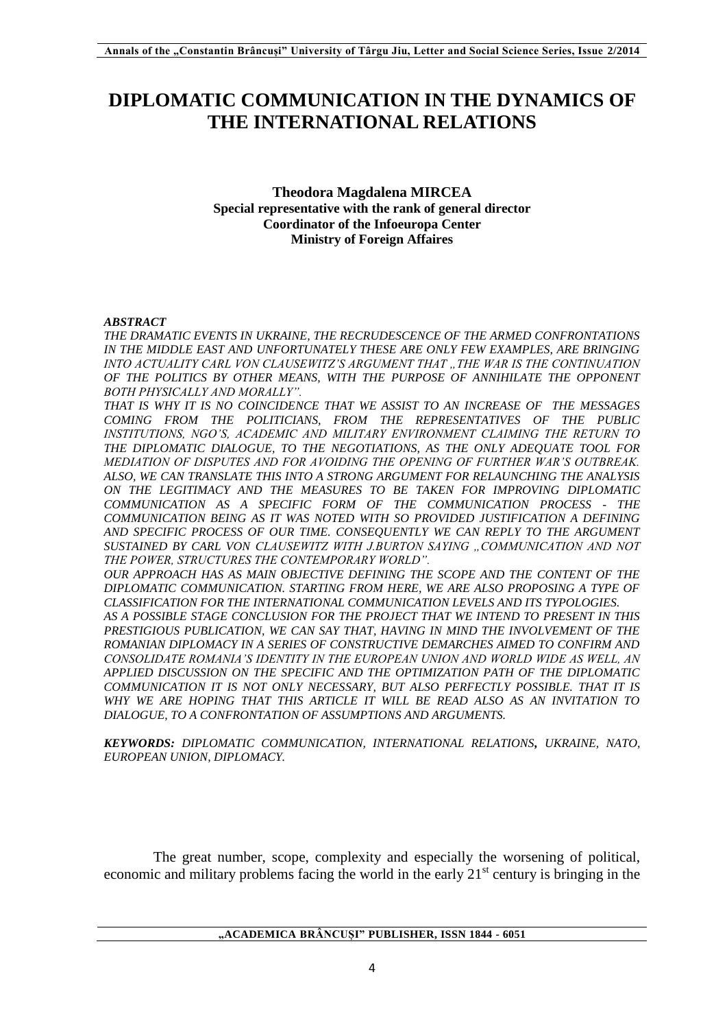# DIPLOMATIC COMMUNICATION IN THE DYNAMICS OF THE INTERNATIONAL RELATIONS

**Theodora Magdalena MIRCEA**
**Special representative with the rank of general director**
**Coordinator of the Infoeuropa Center**
**Ministry of Foreign Affaires**

***ABSTRACT***

*THE DRAMATIC EVENTS IN UKRAINE, THE RECRUDESCENCE OF THE ARMED CONFRONTATIONS IN THE MIDDLE EAST AND UNFORTUNATELY THESE ARE ONLY FEW EXAMPLES, ARE BRINGING INTO ACTUALITY CARL VON CLAUSEWITZ'S ARGUMENT THAT „THE WAR IS THE CONTINUATION OF THE POLITICS BY OTHER MEANS, WITH THE PURPOSE OF ANNIHILATE THE OPPONENT BOTH PHYSICALLY AND MORALLY".*

*THAT IS WHY IT IS NO COINCIDENCE THAT WE ASSIST TO AN INCREASE OF THE MESSAGES COMING FROM THE POLITICIANS, FROM THE REPRESENTATIVES OF THE PUBLIC INSTITUTIONS, NGO'S, ACADEMIC AND MILITARY ENVIRONMENT CLAIMING THE RETURN TO THE DIPLOMATIC DIALOGUE, TO THE NEGOTIATIONS, AS THE ONLY ADEQUATE TOOL FOR MEDIATION OF DISPUTES AND FOR AVOIDING THE OPENING OF FURTHER WAR'S OUTBREAK. ALSO, WE CAN TRANSLATE THIS INTO A STRONG ARGUMENT FOR RELAUNCHING THE ANALYSIS ON THE LEGITIMACY AND THE MEASURES TO BE TAKEN FOR IMPROVING DIPLOMATIC COMMUNICATION AS A SPECIFIC FORM OF THE COMMUNICATION PROCESS - THE COMMUNICATION BEING AS IT WAS NOTED WITH SO PROVIDED JUSTIFICATION A DEFINING AND SPECIFIC PROCESS OF OUR TIME. CONSEQUENTLY WE CAN REPLY TO THE ARGUMENT SUSTAINED BY CARL VON CLAUSEWITZ WITH J.BURTON SAYING „COMMUNICATION AND NOT THE POWER, STRUCTURES THE CONTEMPORARY WORLD".*

*OUR APPROACH HAS AS MAIN OBJECTIVE DEFINING THE SCOPE AND THE CONTENT OF THE DIPLOMATIC COMMUNICATION. STARTING FROM HERE, WE ARE ALSO PROPOSING A TYPE OF CLASSIFICATION FOR THE INTERNATIONAL COMMUNICATION LEVELS AND ITS TYPOLOGIES.*

*AS A POSSIBLE STAGE CONCLUSION FOR THE PROJECT THAT WE INTEND TO PRESENT IN THIS PRESTIGIOUS PUBLICATION, WE CAN SAY THAT, HAVING IN MIND THE INVOLVEMENT OF THE ROMANIAN DIPLOMACY IN A SERIES OF CONSTRUCTIVE DEMARCHES AIMED TO CONFIRM AND CONSOLIDATE ROMANIA'S IDENTITY IN THE EUROPEAN UNION AND WORLD WIDE AS WELL, AN APPLIED DISCUSSION ON THE SPECIFIC AND THE OPTIMIZATION PATH OF THE DIPLOMATIC COMMUNICATION IT IS NOT ONLY NECESSARY, BUT ALSO PERFECTLY POSSIBLE. THAT IT IS WHY WE ARE HOPING THAT THIS ARTICLE IT WILL BE READ ALSO AS AN INVITATION TO DIALOGUE, TO A CONFRONTATION OF ASSUMPTIONS AND ARGUMENTS.*

***KEYWORDS:*** *DIPLOMATIC COMMUNICATION, INTERNATIONAL RELATIONS, UKRAINE, NATO, EUROPEAN UNION, DIPLOMACY.*

The great number, scope, complexity and especially the worsening of political, economic and military problems facing the world in the early 21st century is bringing in the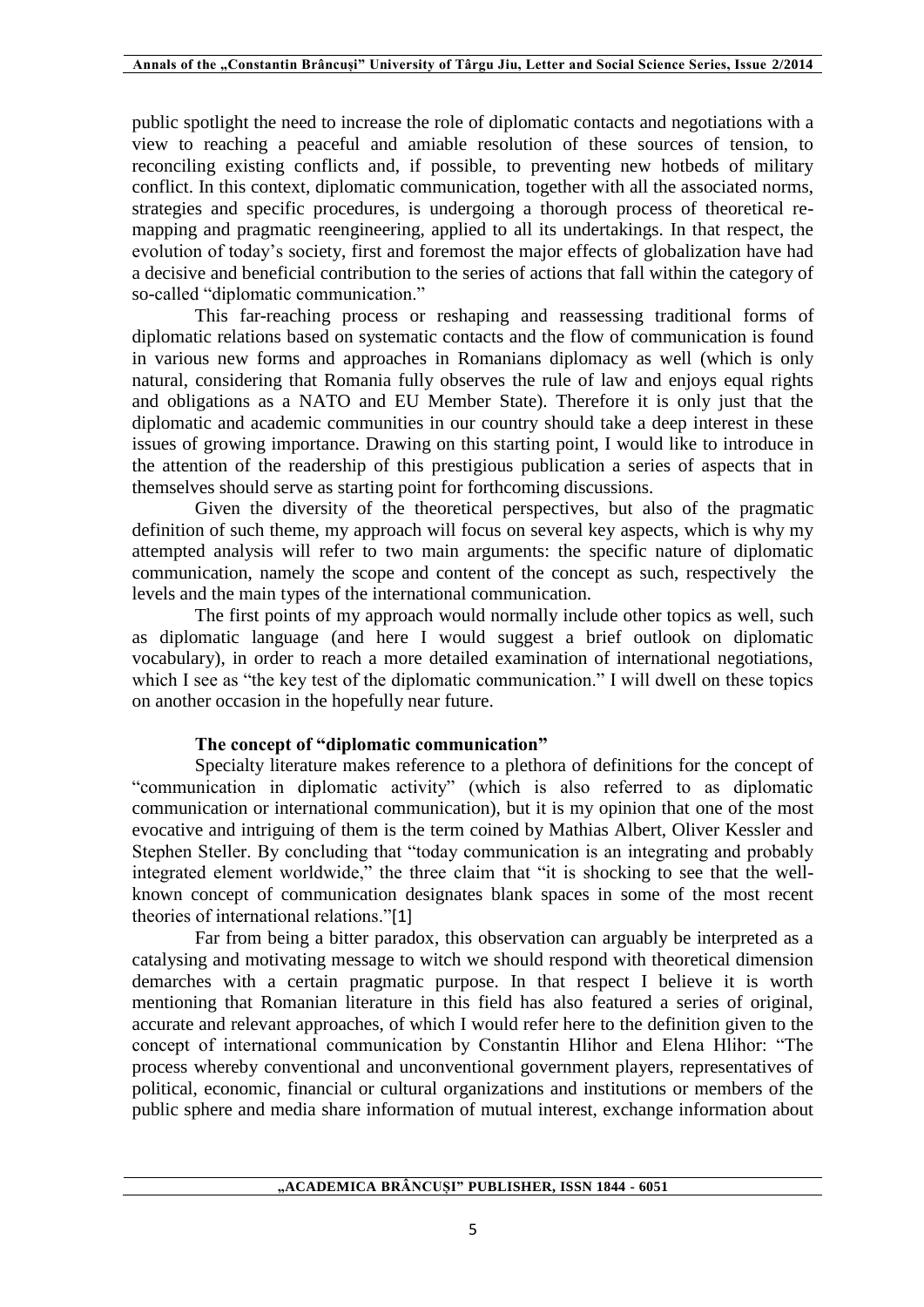public spotlight the need to increase the role of diplomatic contacts and negotiations with a view to reaching a peaceful and amiable resolution of these sources of tension, to reconciling existing conflicts and, if possible, to preventing new hotbeds of military conflict. In this context, diplomatic communication, together with all the associated norms, strategies and specific procedures, is undergoing a thorough process of theoretical re-mapping and pragmatic reengineering, applied to all its undertakings. In that respect, the evolution of today's society, first and foremost the major effects of globalization have had a decisive and beneficial contribution to the series of actions that fall within the category of so-called "diplomatic communication."

This far-reaching process or reshaping and reassessing traditional forms of diplomatic relations based on systematic contacts and the flow of communication is found in various new forms and approaches in Romanians diplomacy as well (which is only natural, considering that Romania fully observes the rule of law and enjoys equal rights and obligations as a NATO and EU Member State). Therefore it is only just that the diplomatic and academic communities in our country should take a deep interest in these issues of growing importance. Drawing on this starting point, I would like to introduce in the attention of the readership of this prestigious publication a series of aspects that in themselves should serve as starting point for forthcoming discussions.

Given the diversity of the theoretical perspectives, but also of the pragmatic definition of such theme, my approach will focus on several key aspects, which is why my attempted analysis will refer to two main arguments: the specific nature of diplomatic communication, namely the scope and content of the concept as such, respectively the levels and the main types of the international communication.

The first points of my approach would normally include other topics as well, such as diplomatic language (and here I would suggest a brief outlook on diplomatic vocabulary), in order to reach a more detailed examination of international negotiations, which I see as "the key test of the diplomatic communication." I will dwell on these topics on another occasion in the hopefully near future.

### The concept of "diplomatic communication"

Specialty literature makes reference to a plethora of definitions for the concept of "communication in diplomatic activity" (which is also referred to as diplomatic communication or international communication), but it is my opinion that one of the most evocative and intriguing of them is the term coined by Mathias Albert, Oliver Kessler and Stephen Steller. By concluding that "today communication is an integrating and probably integrated element worldwide," the three claim that "it is shocking to see that the well-known concept of communication designates blank spaces in some of the most recent theories of international relations."[1]

Far from being a bitter paradox, this observation can arguably be interpreted as a catalysing and motivating message to witch we should respond with theoretical dimension demarches with a certain pragmatic purpose. In that respect I believe it is worth mentioning that Romanian literature in this field has also featured a series of original, accurate and relevant approaches, of which I would refer here to the definition given to the concept of international communication by Constantin Hlihor and Elena Hlihor: "The process whereby conventional and unconventional government players, representatives of political, economic, financial or cultural organizations and institutions or members of the public sphere and media share information of mutual interest, exchange information about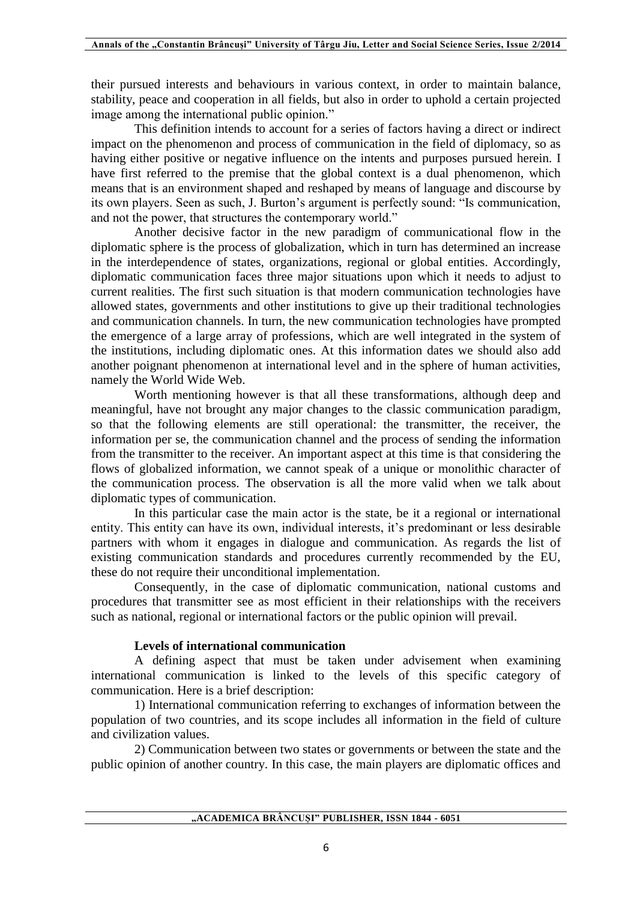their pursued interests and behaviours in various context, in order to maintain balance, stability, peace and cooperation in all fields, but also in order to uphold a certain projected image among the international public opinion."

This definition intends to account for a series of factors having a direct or indirect impact on the phenomenon and process of communication in the field of diplomacy, so as having either positive or negative influence on the intents and purposes pursued herein. I have first referred to the premise that the global context is a dual phenomenon, which means that is an environment shaped and reshaped by means of language and discourse by its own players. Seen as such, J. Burton's argument is perfectly sound: "Is communication, and not the power, that structures the contemporary world."

Another decisive factor in the new paradigm of communicational flow in the diplomatic sphere is the process of globalization, which in turn has determined an increase in the interdependence of states, organizations, regional or global entities. Accordingly, diplomatic communication faces three major situations upon which it needs to adjust to current realities. The first such situation is that modern communication technologies have allowed states, governments and other institutions to give up their traditional technologies and communication channels. In turn, the new communication technologies have prompted the emergence of a large array of professions, which are well integrated in the system of the institutions, including diplomatic ones. At this information dates we should also add another poignant phenomenon at international level and in the sphere of human activities, namely the World Wide Web.

Worth mentioning however is that all these transformations, although deep and meaningful, have not brought any major changes to the classic communication paradigm, so that the following elements are still operational: the transmitter, the receiver, the information per se, the communication channel and the process of sending the information from the transmitter to the receiver. An important aspect at this time is that considering the flows of globalized information, we cannot speak of a unique or monolithic character of the communication process. The observation is all the more valid when we talk about diplomatic types of communication.

In this particular case the main actor is the state, be it a regional or international entity. This entity can have its own, individual interests, it's predominant or less desirable partners with whom it engages in dialogue and communication. As regards the list of existing communication standards and procedures currently recommended by the EU, these do not require their unconditional implementation.

Consequently, in the case of diplomatic communication, national customs and procedures that transmitter see as most efficient in their relationships with the receivers such as national, regional or international factors or the public opinion will prevail.

**Levels of international communication**

A defining aspect that must be taken under advisement when examining international communication is linked to the levels of this specific category of communication. Here is a brief description:

1) International communication referring to exchanges of information between the population of two countries, and its scope includes all information in the field of culture and civilization values.

2) Communication between two states or governments or between the state and the public opinion of another country. In this case, the main players are diplomatic offices and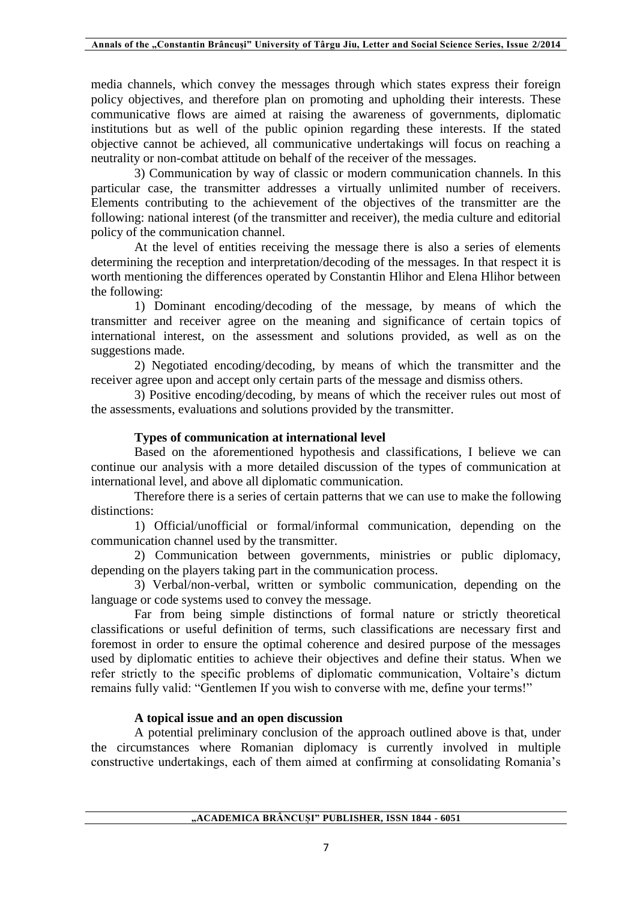media channels, which convey the messages through which states express their foreign policy objectives, and therefore plan on promoting and upholding their interests. These communicative flows are aimed at raising the awareness of governments, diplomatic institutions but as well of the public opinion regarding these interests. If the stated objective cannot be achieved, all communicative undertakings will focus on reaching a neutrality or non-combat attitude on behalf of the receiver of the messages.

3) Communication by way of classic or modern communication channels. In this particular case, the transmitter addresses a virtually unlimited number of receivers. Elements contributing to the achievement of the objectives of the transmitter are the following: national interest (of the transmitter and receiver), the media culture and editorial policy of the communication channel.

At the level of entities receiving the message there is also a series of elements determining the reception and interpretation/decoding of the messages. In that respect it is worth mentioning the differences operated by Constantin Hlihor and Elena Hlihor between the following:

1) Dominant encoding/decoding of the message, by means of which the transmitter and receiver agree on the meaning and significance of certain topics of international interest, on the assessment and solutions provided, as well as on the suggestions made.

2) Negotiated encoding/decoding, by means of which the transmitter and the receiver agree upon and accept only certain parts of the message and dismiss others.

3) Positive encoding/decoding, by means of which the receiver rules out most of the assessments, evaluations and solutions provided by the transmitter.

### Types of communication at international level

Based on the aforementioned hypothesis and classifications, I believe we can continue our analysis with a more detailed discussion of the types of communication at international level, and above all diplomatic communication.

Therefore there is a series of certain patterns that we can use to make the following distinctions:

1) Official/unofficial or formal/informal communication, depending on the communication channel used by the transmitter.

2) Communication between governments, ministries or public diplomacy, depending on the players taking part in the communication process.

3) Verbal/non-verbal, written or symbolic communication, depending on the language or code systems used to convey the message.

Far from being simple distinctions of formal nature or strictly theoretical classifications or useful definition of terms, such classifications are necessary first and foremost in order to ensure the optimal coherence and desired purpose of the messages used by diplomatic entities to achieve their objectives and define their status. When we refer strictly to the specific problems of diplomatic communication, Voltaire's dictum remains fully valid: "Gentlemen If you wish to converse with me, define your terms!"

### A topical issue and an open discussion

A potential preliminary conclusion of the approach outlined above is that, under the circumstances where Romanian diplomacy is currently involved in multiple constructive undertakings, each of them aimed at confirming at consolidating Romania's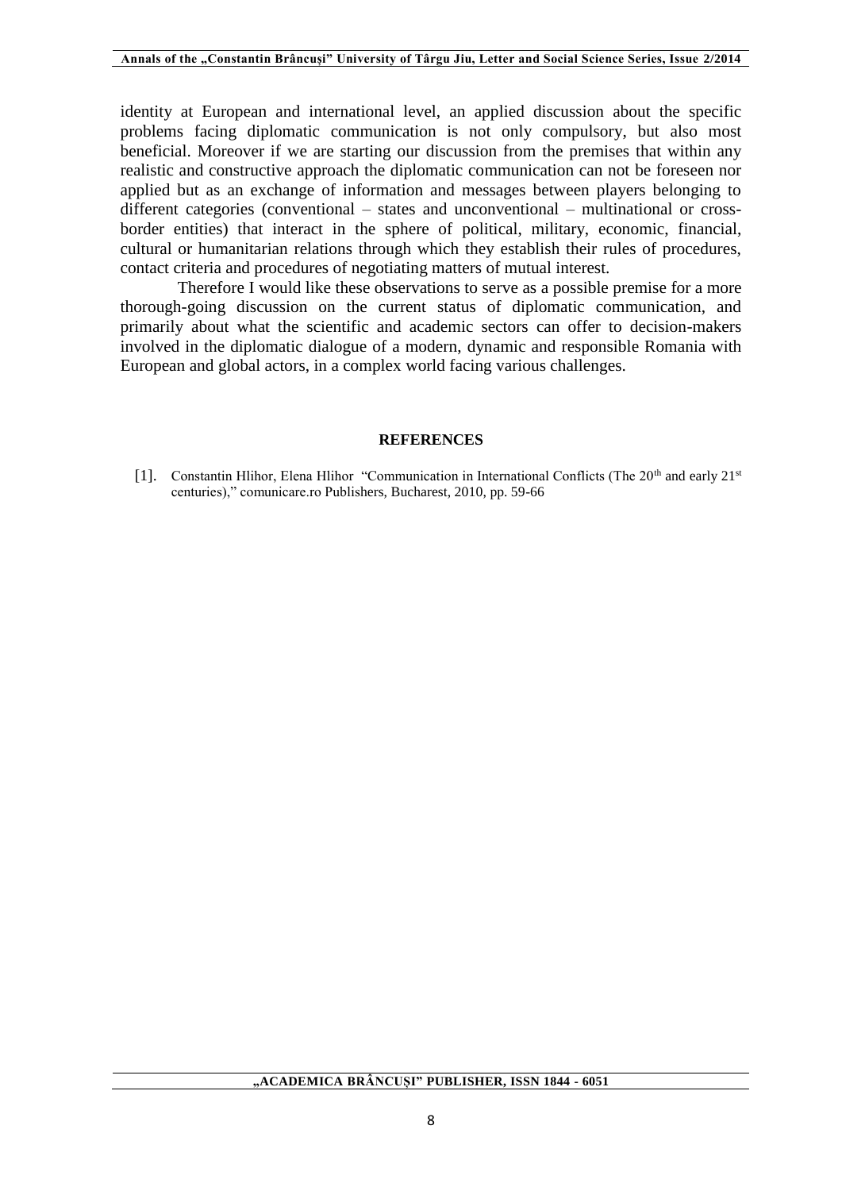identity at European and international level, an applied discussion about the specific problems facing diplomatic communication is not only compulsory, but also most beneficial. Moreover if we are starting our discussion from the premises that within any realistic and constructive approach the diplomatic communication can not be foreseen nor applied but as an exchange of information and messages between players belonging to different categories (conventional – states and unconventional – multinational or cross-border entities) that interact in the sphere of political, military, economic, financial, cultural or humanitarian relations through which they establish their rules of procedures, contact criteria and procedures of negotiating matters of mutual interest.

Therefore I would like these observations to serve as a possible premise for a more thorough-going discussion on the current status of diplomatic communication, and primarily about what the scientific and academic sectors can offer to decision-makers involved in the diplomatic dialogue of a modern, dynamic and responsible Romania with European and global actors, in a complex world facing various challenges.

## REFERENCES

[1]. Constantin Hlihor, Elena Hlihor "Communication in International Conflicts (The 20th and early 21st centuries)," comunicare.ro Publishers, Bucharest, 2010, pp. 59-66